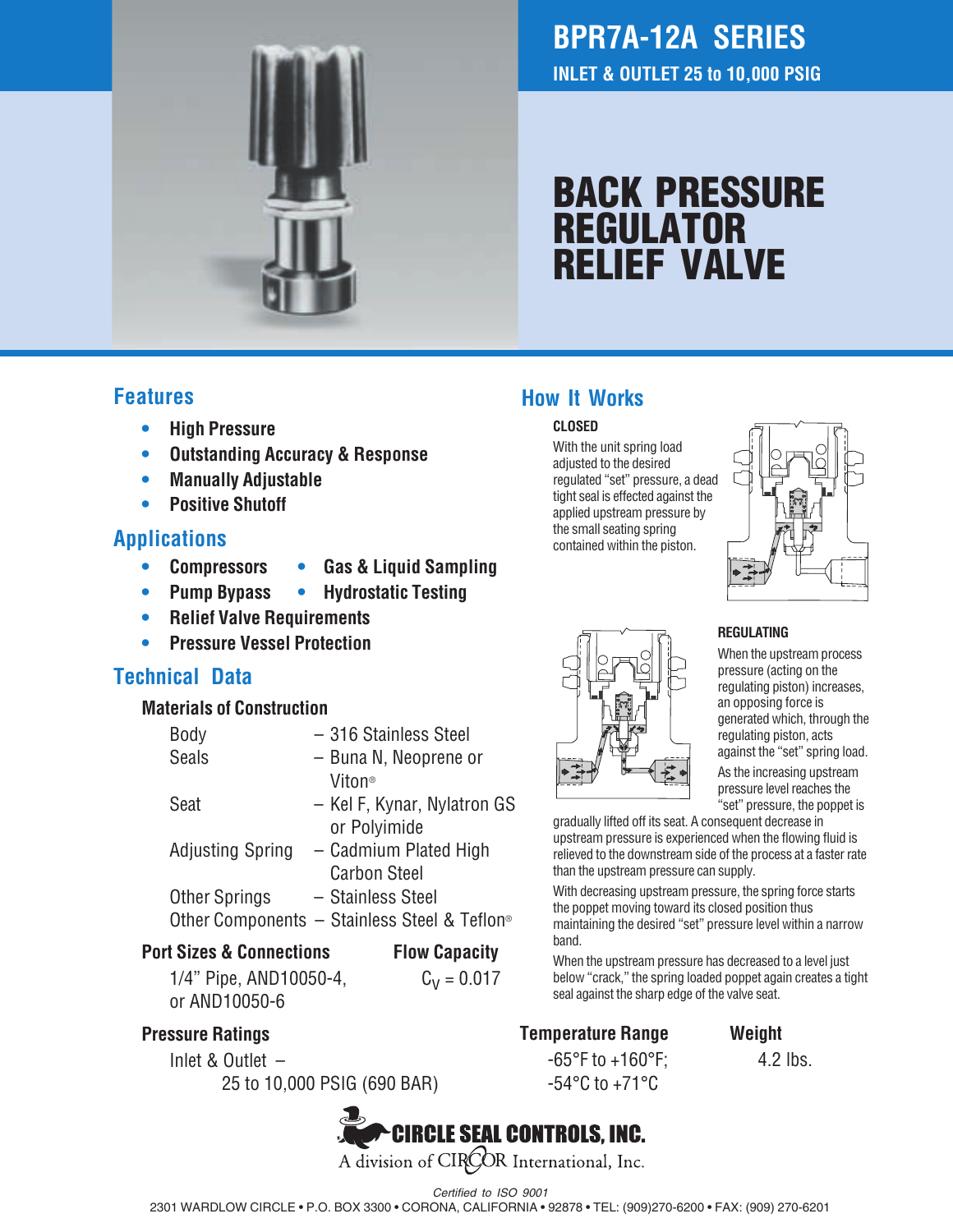# BPR7A-12A SERIES

**INLET & OUTLET 25 to 10,000 PSIG**

# BACK PRESSURE REGULATOR RELIEF VALVE

## Features

- **High Pressure**
- **Outstanding Accuracy & Response**
- **Manually Adjustable**
- **Positive Shutoff**

## Applications

- **Compressors**
- **Gas & Liquid Sampling**
- **Pump Bypass**
- **Hydrostatic Testing**
- **Relief Valve Requirements**
- **Pressure Vessel Protection**

## Technical Data

### Materials of Construction

| | |
|---|---|
| Body | – 316 Stainless Steel |
| Seals | – Buna N, Neoprene or Viton® |
| Seat | – Kel F, Kynar, Nylatron GS or Polyimide |
| Adjusting Spring | – Cadmium Plated High Carbon Steel |
| Other Springs | – Stainless Steel |
| Other Components | – Stainless Steel & Teflon® |

### Port Sizes & Connections

1/4" Pipe, AND10050-4, or AND10050-6

### Flow Capacity

$C_V = 0.017$

### Pressure Ratings

Inlet & Outlet – 25 to 10,000 PSIG (690 BAR)

### Temperature Range

-65°F to +160°F; -54°C to +71°C

### Weight

4.2 lbs.

## How It Works

**CLOSED**

With the unit spring load adjusted to the desired regulated "set" pressure, a dead tight seal is effected against the applied upstream pressure by the small seating spring contained within the piston.

**REGULATING**

When the upstream process pressure (acting on the regulating piston) increases, an opposing force is generated which, through the regulating piston, acts against the "set" spring load.

As the increasing upstream pressure level reaches the "set" pressure, the poppet is gradually lifted off its seat. A consequent decrease in upstream pressure is experienced when the flowing fluid is relieved to the downstream side of the process at a faster rate than the upstream pressure can supply.

With decreasing upstream pressure, the spring force starts the poppet moving toward its closed position thus maintaining the desired "set" pressure level within a narrow band.

When the upstream pressure has decreased to a level just below "crack," the spring loaded poppet again creates a tight seal against the sharp edge of the valve seat.

**CIRCLE SEAL CONTROLS, INC.**
A division of CIRCOR International, Inc.

*Certified to ISO 9001*

2301 WARDLOW CIRCLE • P.O. BOX 3300 • CORONA, CALIFORNIA • 92878 • TEL: (909)270-6200 • FAX: (909) 270-6201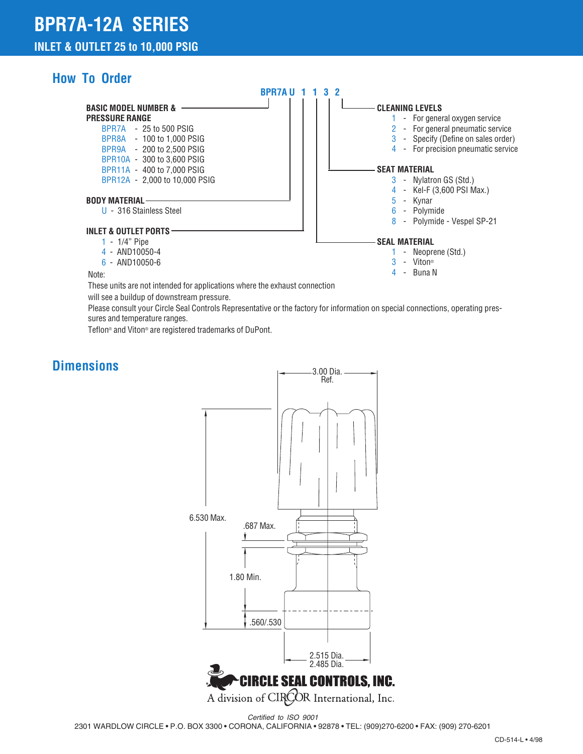# BPR7A-12A SERIES

## INLET & OUTLET 25 to 10,000 PSIG

## How To Order

**BPR7A U 1 1 3 2**

**BASIC MODEL NUMBER & PRESSURE RANGE**

- BPR7A - 25 to 500 PSIG
- BPR8A - 100 to 1,000 PSIG
- BPR9A - 200 to 2,500 PSIG
- BPR10A - 300 to 3,600 PSIG
- BPR11A - 400 to 7,000 PSIG
- BPR12A - 2,000 to 10,000 PSIG

**BODY MATERIAL**

- U - 316 Stainless Steel

**INLET & OUTLET PORTS**

- 1 - 1/4" Pipe
- 4 - AND10050-4
- 6 - AND10050-6

**CLEANING LEVELS**

- 1 - For general oxygen service
- 2 - For general pneumatic service
- 3 - Specify (Define on sales order)
- 4 - For precision pneumatic service

**SEAT MATERIAL**

- 3 - Nylatron GS (Std.)
- 4 - Kel-F (3,600 PSI Max.)
- 5 - Kynar
- 6 - Polymide
- 8 - Polymide - Vespel SP-21

**SEAL MATERIAL**

- 1 - Neoprene (Std.)
- 3 - Viton®
- 4 - Buna N

Note:

These units are not intended for applications where the exhaust connection will see a buildup of downstream pressure.

Please consult your Circle Seal Controls Representative or the factory for information on special connections, operating pressures and temperature ranges.

Teflon® and Viton® are registered trademarks of DuPont.

## Dimensions

3.00 Dia.
Ref.

6.530 Max.

.687 Max.

1.80 Min.

.560/.530

2.515 Dia.
2.485 Dia.

**CIRCLE SEAL CONTROLS, INC.**

A division of CIRCOR International, Inc.

*Certified to ISO 9001*

2301 WARDLOW CIRCLE • P.O. BOX 3300 • CORONA, CALIFORNIA • 92878 • TEL: (909)270-6200 • FAX: (909) 270-6201

CD-514-L • 4/98